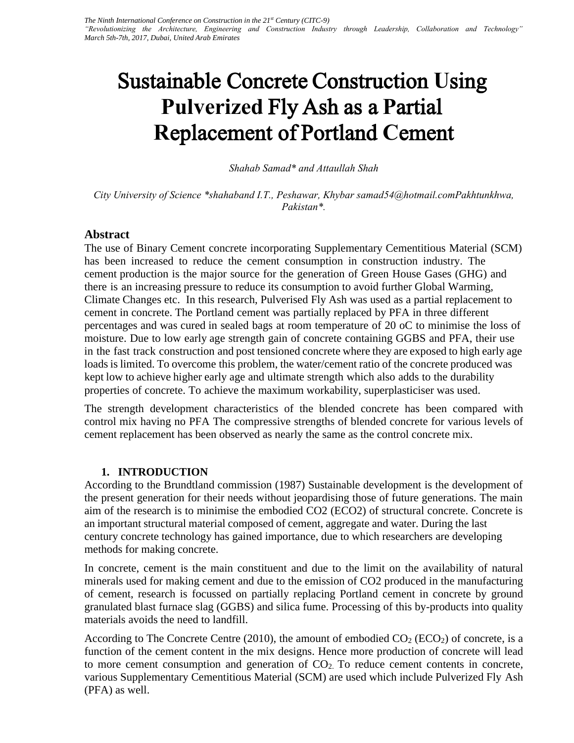# Sustainable Concrete Construction Using Pulverized Fly Ash as a Partial Replacement of Portland Cement

*Shahab Samad\* and Attaullah Shah*

*City University of Science \*shahaband I.T., Peshawar, Khybar samad54@hotmail.comPakhtunkhwa, Pakistan\*.*

## Abstract

The use of Binary Cement concrete incorporating Supplementary Cementitious Material (SCM) has been increased to reduce the cement consumption in construction industry. The cement production is the major source for the generation of Green House Gases (GHG) and there is an increasing pressure to reduce its consumption to avoid further Global Warming, Climate Changes etc. In this research, Pulverised Fly Ash was used as a partial replacement to cement in concrete. The Portland cement was partially replaced by PFA in three different percentages and was cured in sealed bags at room temperature of 20 oC to minimise the loss of moisture. Due to low early age strength gain of concrete containing GGBS and PFA, their use in the fast track construction and post tensioned concrete where they are exposed to high early age loads is limited. To overcome this problem, the water/cement ratio of the concrete produced was kept low to achieve higher early age and ultimate strength which also adds to the durability properties of concrete. To achieve the maximum workability, superplasticiser was used.

The strength development characteristics of the blended concrete has been compared with control mix having no PFA The compressive strengths of blended concrete for various levels of cement replacement has been observed as nearly the same as the control concrete mix.

## 1. INTRODUCTION

According to the Brundtland commission (1987) Sustainable development is the development of the present generation for their needs without jeopardising those of future generations. The main aim of the research is to minimise the embodied CO2 (ECO2) of structural concrete. Concrete is an important structural material composed of cement, aggregate and water. During the last century concrete technology has gained importance, due to which researchers are developing methods for making concrete.

In concrete, cement is the main constituent and due to the limit on the availability of natural minerals used for making cement and due to the emission of CO2 produced in the manufacturing of cement, research is focussed on partially replacing Portland cement in concrete by ground granulated blast furnace slag (GGBS) and silica fume. Processing of this by-products into quality materials avoids the need to landfill.

According to The Concrete Centre (2010), the amount of embodied $CO_2$ ($ECO_2$) of concrete, is a function of the cement content in the mix designs. Hence more production of concrete will lead to more cement consumption and generation of $CO_2$. To reduce cement contents in concrete, various Supplementary Cementitious Material (SCM) are used which include Pulverized Fly Ash (PFA) as well.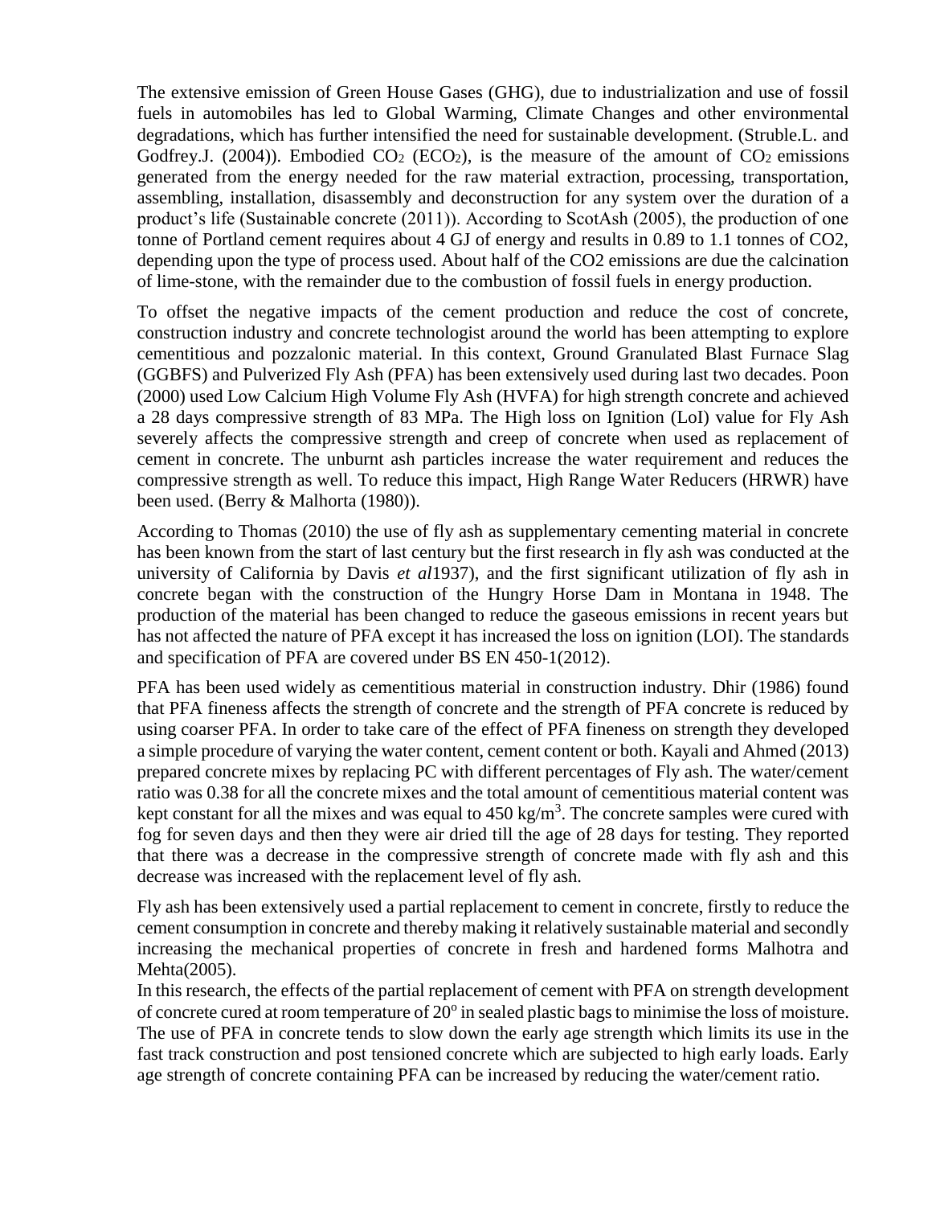The extensive emission of Green House Gases (GHG), due to industrialization and use of fossil fuels in automobiles has led to Global Warming, Climate Changes and other environmental degradations, which has further intensified the need for sustainable development. (Struble.L. and Godfrey.J. (2004)). Embodied $CO_2$ ($ECO_2$), is the measure of the amount of $CO_2$ emissions generated from the energy needed for the raw material extraction, processing, transportation, assembling, installation, disassembly and deconstruction for any system over the duration of a product's life (Sustainable concrete (2011)). According to ScotAsh (2005), the production of one tonne of Portland cement requires about 4 GJ of energy and results in 0.89 to 1.1 tonnes of CO2, depending upon the type of process used. About half of the CO2 emissions are due the calcination of lime-stone, with the remainder due to the combustion of fossil fuels in energy production.

To offset the negative impacts of the cement production and reduce the cost of concrete, construction industry and concrete technologist around the world has been attempting to explore cementitious and pozzalonic material. In this context, Ground Granulated Blast Furnace Slag (GGBFS) and Pulverized Fly Ash (PFA) has been extensively used during last two decades. Poon (2000) used Low Calcium High Volume Fly Ash (HVFA) for high strength concrete and achieved a 28 days compressive strength of 83 MPa. The High loss on Ignition (LoI) value for Fly Ash severely affects the compressive strength and creep of concrete when used as replacement of cement in concrete. The unburnt ash particles increase the water requirement and reduces the compressive strength as well. To reduce this impact, High Range Water Reducers (HRWR) have been used. (Berry & Malhorta (1980)).

According to Thomas (2010) the use of fly ash as supplementary cementing material in concrete has been known from the start of last century but the first research in fly ash was conducted at the university of California by Davis *et al*1937), and the first significant utilization of fly ash in concrete began with the construction of the Hungry Horse Dam in Montana in 1948. The production of the material has been changed to reduce the gaseous emissions in recent years but has not affected the nature of PFA except it has increased the loss on ignition (LOI). The standards and specification of PFA are covered under BS EN 450-1(2012).

PFA has been used widely as cementitious material in construction industry. Dhir (1986) found that PFA fineness affects the strength of concrete and the strength of PFA concrete is reduced by using coarser PFA. In order to take care of the effect of PFA fineness on strength they developed a simple procedure of varying the water content, cement content or both. Kayali and Ahmed (2013) prepared concrete mixes by replacing PC with different percentages of Fly ash. The water/cement ratio was 0.38 for all the concrete mixes and the total amount of cementitious material content was kept constant for all the mixes and was equal to 450 $kg/m^3$. The concrete samples were cured with fog for seven days and then they were air dried till the age of 28 days for testing. They reported that there was a decrease in the compressive strength of concrete made with fly ash and this decrease was increased with the replacement level of fly ash.

Fly ash has been extensively used a partial replacement to cement in concrete, firstly to reduce the cement consumption in concrete and thereby making it relatively sustainable material and secondly increasing the mechanical properties of concrete in fresh and hardened forms Malhotra and Mehta(2005).

In this research, the effects of the partial replacement of cement with PFA on strength development of concrete cured at room temperature of $20^o$ in sealed plastic bags to minimise the loss of moisture. The use of PFA in concrete tends to slow down the early age strength which limits its use in the fast track construction and post tensioned concrete which are subjected to high early loads. Early age strength of concrete containing PFA can be increased by reducing the water/cement ratio.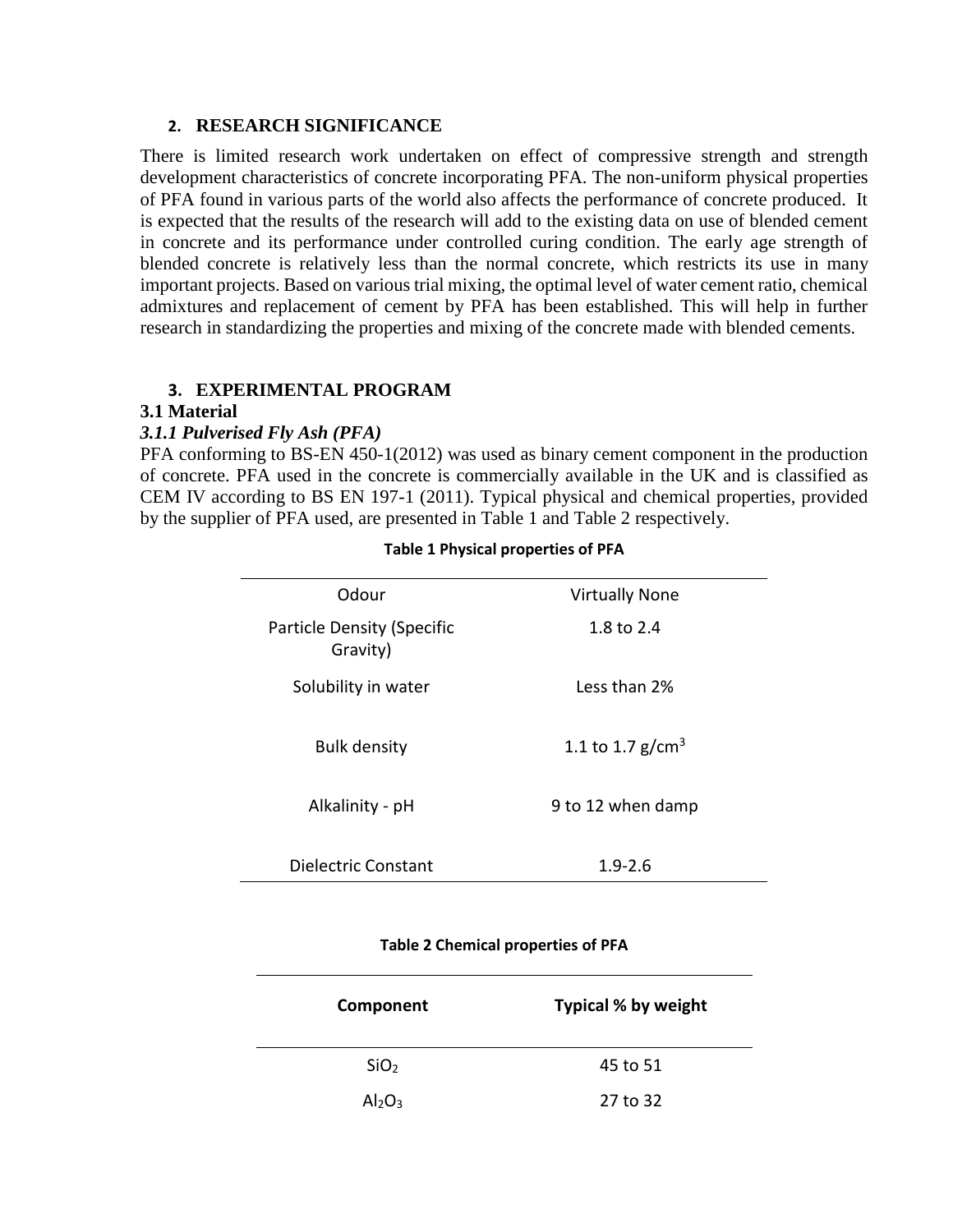## 2. RESEARCH SIGNIFICANCE

There is limited research work undertaken on effect of compressive strength and strength development characteristics of concrete incorporating PFA. The non-uniform physical properties of PFA found in various parts of the world also affects the performance of concrete produced. It is expected that the results of the research will add to the existing data on use of blended cement in concrete and its performance under controlled curing condition. The early age strength of blended concrete is relatively less than the normal concrete, which restricts its use in many important projects. Based on various trial mixing, the optimal level of water cement ratio, chemical admixtures and replacement of cement by PFA has been established. This will help in further research in standardizing the properties and mixing of the concrete made with blended cements.

## 3. EXPERIMENTAL PROGRAM

### 3.1 Material

#### *3.1.1 Pulverised Fly Ash (PFA)*

PFA conforming to BS-EN 450-1(2012) was used as binary cement component in the production of concrete. PFA used in the concrete is commercially available in the UK and is classified as CEM IV according to BS EN 197-1 (2011). Typical physical and chemical properties, provided by the supplier of PFA used, are presented in Table 1 and Table 2 respectively.

**Table 1 Physical properties of PFA**

| | |
|---|---|
| Odour | Virtually None |
| Particle Density (Specific Gravity) | 1.8 to 2.4 |
| Solubility in water | Less than 2% |
| Bulk density | 1.1 to 1.7 g/cm$^3$ |
| Alkalinity - pH | 9 to 12 when damp |
| Dielectric Constant | 1.9-2.6 |

**Table 2 Chemical properties of PFA**

| Component | Typical % by weight |
|---|---|
| $SiO_2$ | 45 to 51 |
| $Al_2O_3$ | 27 to 32 |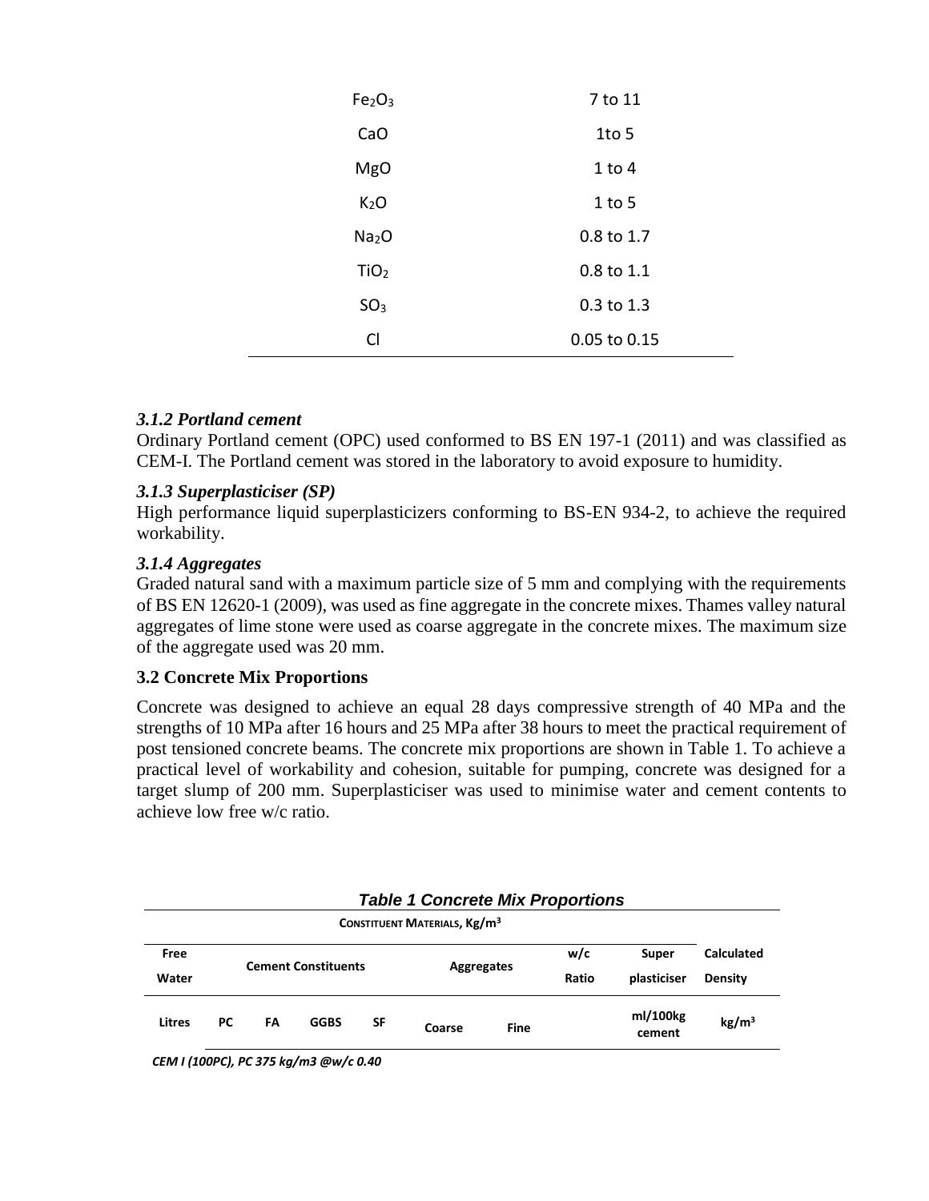| | |
|---|---|
| $Fe_2O_3$ | 7 to 11 |
| CaO | 1to 5 |
| MgO | 1 to 4 |
| $K_2O$ | 1 to 5 |
| $Na_2O$ | 0.8 to 1.7 |
| $TiO_2$ | 0.8 to 1.1 |
| $SO_3$ | 0.3 to 1.3 |
| Cl | 0.05 to 0.15 |

### *3.1.2 Portland cement*

Ordinary Portland cement (OPC) used conformed to BS EN 197-1 (2011) and was classified as CEM-I. The Portland cement was stored in the laboratory to avoid exposure to humidity.

### *3.1.3 Superplasticiser (SP)*

High performance liquid superplasticizers conforming to BS-EN 934-2, to achieve the required workability.

### *3.1.4 Aggregates*

Graded natural sand with a maximum particle size of 5 mm and complying with the requirements of BS EN 12620-1 (2009), was used as fine aggregate in the concrete mixes. Thames valley natural aggregates of lime stone were used as coarse aggregate in the concrete mixes. The maximum size of the aggregate used was 20 mm.

## 3.2 Concrete Mix Proportions

Concrete was designed to achieve an equal 28 days compressive strength of 40 MPa and the strengths of 10 MPa after 16 hours and 25 MPa after 38 hours to meet the practical requirement of post tensioned concrete beams. The concrete mix proportions are shown in Table 1. To achieve a practical level of workability and cohesion, suitable for pumping, concrete was designed for a target slump of 200 mm. Superplasticiser was used to minimise water and cement contents to achieve low free w/c ratio.

***Table 1 Concrete Mix Proportions***

| Constituent Materials, Kg/m$^3$ | | | | | | | | | | |
|---|---|---|---|---|---|---|---|---|---|---|
| Free Water | Cement Constituents | | | | Aggregates | | w/c Ratio | Super plasticiser | Calculated Density |
| Litres | PC | FA | GGBS | SF | Coarse | Fine | | ml/100kg cement | kg/m$^3$ |

*CEM I (100PC), PC 375 kg/m3 @w/c 0.40*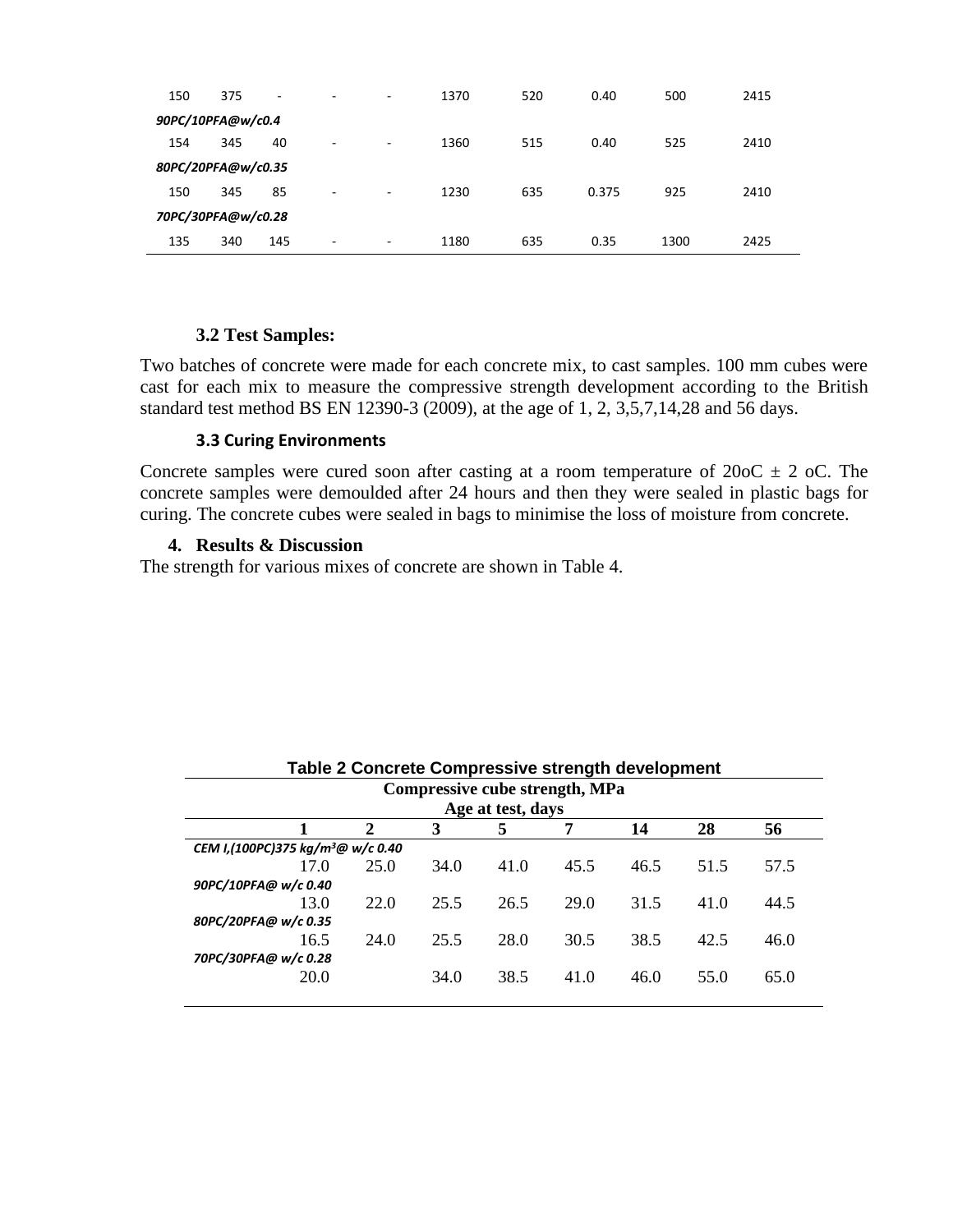| | | | | | | | | | |
|---|---|---|---|---|---|---|---|---|---|
| 150 | 375 | - | - | - | 1370 | 520 | 0.40 | 500 | 2415 |
| *90PC/10PFA@w/c0.4* | | | | | | | | | |
| 154 | 345 | 40 | - | - | 1360 | 515 | 0.40 | 525 | 2410 |
| *80PC/20PFA@w/c0.35* | | | | | | | | | |
| 150 | 345 | 85 | - | - | 1230 | 635 | 0.375 | 925 | 2410 |
| *70PC/30PFA@w/c0.28* | | | | | | | | | |
| 135 | 340 | 145 | - | - | 1180 | 635 | 0.35 | 1300 | 2425 |

### 3.2 Test Samples:

Two batches of concrete were made for each concrete mix, to cast samples. 100 mm cubes were cast for each mix to measure the compressive strength development according to the British standard test method BS EN 12390-3 (2009), at the age of 1, 2, 3,5,7,14,28 and 56 days.

### 3.3 Curing Environments

Concrete samples were cured soon after casting at a room temperature of 20oC ± 2 oC. The concrete samples were demoulded after 24 hours and then they were sealed in plastic bags for curing. The concrete cubes were sealed in bags to minimise the loss of moisture from concrete.

## 4. Results & Discussion

The strength for various mixes of concrete are shown in Table 4.

**Table 2 Concrete Compressive strength development**

| Compressive cube strength, MPa | | | | | | | |
|---|---|---|---|---|---|---|---|
| Age at test, days | | | | | | | |
| **1** | **2** | **3** | **5** | **7** | **14** | **28** | **56** |
| *CEM I,(100PC)375 kg/m³@ w/c 0.40* | | | | | | | |
| 17.0 | 25.0 | 34.0 | 41.0 | 45.5 | 46.5 | 51.5 | 57.5 |
| *90PC/10PFA@ w/c 0.40* | | | | | | | |
| 13.0 | 22.0 | 25.5 | 26.5 | 29.0 | 31.5 | 41.0 | 44.5 |
| *80PC/20PFA@ w/c 0.35* | | | | | | | |
| 16.5 | 24.0 | 25.5 | 28.0 | 30.5 | 38.5 | 42.5 | 46.0 |
| *70PC/30PFA@ w/c 0.28* | | | | | | | |
| 20.0 | | 34.0 | 38.5 | 41.0 | 46.0 | 55.0 | 65.0 |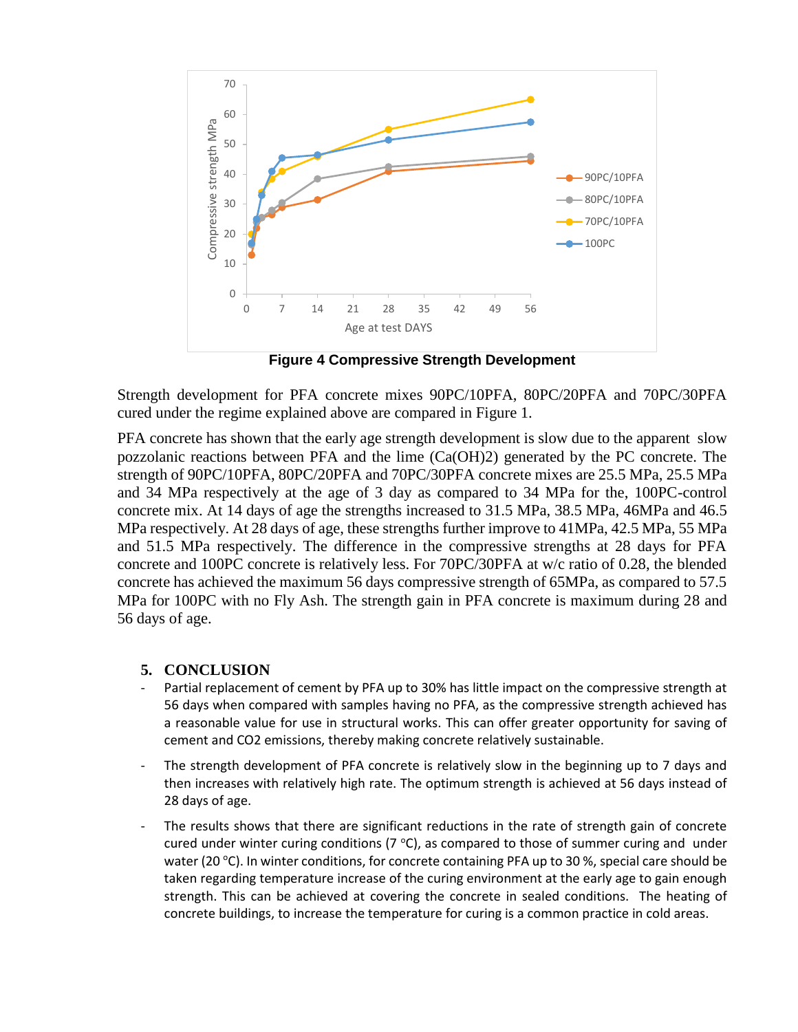Figure 4 Compressive Strength Development

Strength development for PFA concrete mixes 90PC/10PFA, 80PC/20PFA and 70PC/30PFA cured under the regime explained above are compared in Figure 1.

PFA concrete has shown that the early age strength development is slow due to the apparent slow pozzolanic reactions between PFA and the lime ($Ca(OH)_2$) generated by the PC concrete. The strength of 90PC/10PFA, 80PC/20PFA and 70PC/30PFA concrete mixes are 25.5 MPa, 25.5 MPa and 34 MPa respectively at the age of 3 day as compared to 34 MPa for the, 100PC-control concrete mix. At 14 days of age the strengths increased to 31.5 MPa, 38.5 MPa, 46MPa and 46.5 MPa respectively. At 28 days of age, these strengths further improve to 41MPa, 42.5 MPa, 55 MPa and 51.5 MPa respectively. The difference in the compressive strengths at 28 days for PFA concrete and 100PC concrete is relatively less. For 70PC/30PFA at w/c ratio of 0.28, the blended concrete has achieved the maximum 56 days compressive strength of 65MPa, as compared to 57.5 MPa for 100PC with no Fly Ash. The strength gain in PFA concrete is maximum during 28 and 56 days of age.

## 5. CONCLUSION

- Partial replacement of cement by PFA up to 30% has little impact on the compressive strength at 56 days when compared with samples having no PFA, as the compressive strength achieved has a reasonable value for use in structural works. This can offer greater opportunity for saving of cement and $CO_2$ emissions, thereby making concrete relatively sustainable.
- The strength development of PFA concrete is relatively slow in the beginning up to 7 days and then increases with relatively high rate. The optimum strength is achieved at 56 days instead of 28 days of age.
- The results shows that there are significant reductions in the rate of strength gain of concrete cured under winter curing conditions (7 °C), as compared to those of summer curing and under water (20 °C). In winter conditions, for concrete containing PFA up to 30 %, special care should be taken regarding temperature increase of the curing environment at the early age to gain enough strength. This can be achieved at covering the concrete in sealed conditions. The heating of concrete buildings, to increase the temperature for curing is a common practice in cold areas.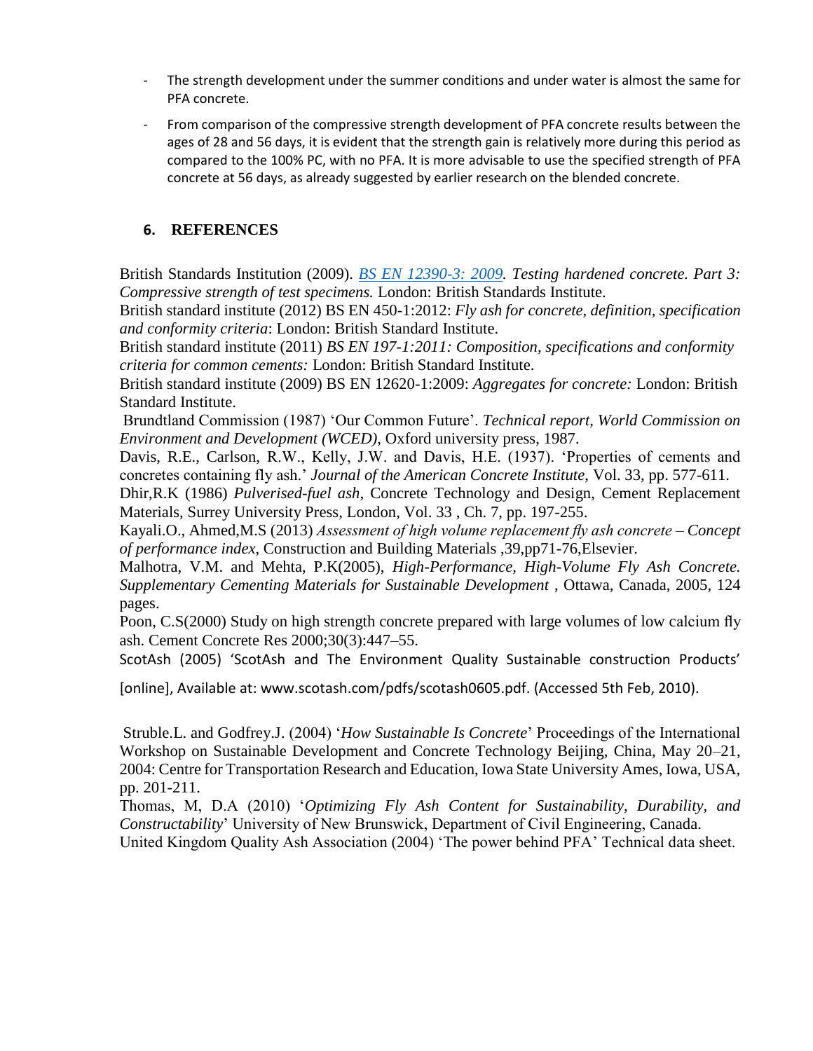- The strength development under the summer conditions and under water is almost the same for PFA concrete.
- From comparison of the compressive strength development of PFA concrete results between the ages of 28 and 56 days, it is evident that the strength gain is relatively more during this period as compared to the 100% PC, with no PFA. It is more advisable to use the specified strength of PFA concrete at 56 days, as already suggested by earlier research on the blended concrete.

## 6. REFERENCES

British Standards Institution (2009). BS EN 12390-3: 2009. *Testing hardened concrete. Part 3: Compressive strength of test specimens.* London: British Standards Institute.

British standard institute (2012) BS EN 450-1:2012: *Fly ash for concrete, definition, specification and conformity criteria*: London: British Standard Institute.

British standard institute (2011) *BS EN 197-1:2011: Composition, specifications and conformity criteria for common cements:* London: British Standard Institute.

British standard institute (2009) BS EN 12620-1:2009: *Aggregates for concrete:* London: British Standard Institute.

Brundtland Commission (1987) 'Our Common Future'. *Technical report, World Commission on Environment and Development (WCED)*, Oxford university press, 1987.

Davis, R.E., Carlson, R.W., Kelly, J.W. and Davis, H.E. (1937). 'Properties of cements and concretes containing fly ash.' *Journal of the American Concrete Institute*, Vol. 33, pp. 577-611.

Dhir,R.K (1986) *Pulverised-fuel ash*, Concrete Technology and Design, Cement Replacement Materials, Surrey University Press, London, Vol. 33 , Ch. 7, pp. 197-255.

Kayali.O., Ahmed,M.S (2013) *Assessment of high volume replacement fly ash concrete – Concept of performance index*, Construction and Building Materials ,39,pp71-76,Elsevier.

Malhotra, V.M. and Mehta, P.K(2005), *High-Performance, High-Volume Fly Ash Concrete. Supplementary Cementing Materials for Sustainable Development* , Ottawa, Canada, 2005, 124 pages.

Poon, C.S(2000) Study on high strength concrete prepared with large volumes of low calcium fly ash. Cement Concrete Res 2000;30(3):447–55.

ScotAsh (2005) 'ScotAsh and The Environment Quality Sustainable construction Products' [online], Available at: www.scotash.com/pdfs/scotash0605.pdf. (Accessed 5th Feb, 2010).

Struble.L. and Godfrey.J. (2004) '*How Sustainable Is Concrete*' Proceedings of the International Workshop on Sustainable Development and Concrete Technology Beijing, China, May 20–21, 2004: Centre for Transportation Research and Education, Iowa State University Ames, Iowa, USA, pp. 201-211.

Thomas, M, D.A (2010) '*Optimizing Fly Ash Content for Sustainability, Durability, and Constructability*' University of New Brunswick, Department of Civil Engineering, Canada.

United Kingdom Quality Ash Association (2004) 'The power behind PFA' Technical data sheet.